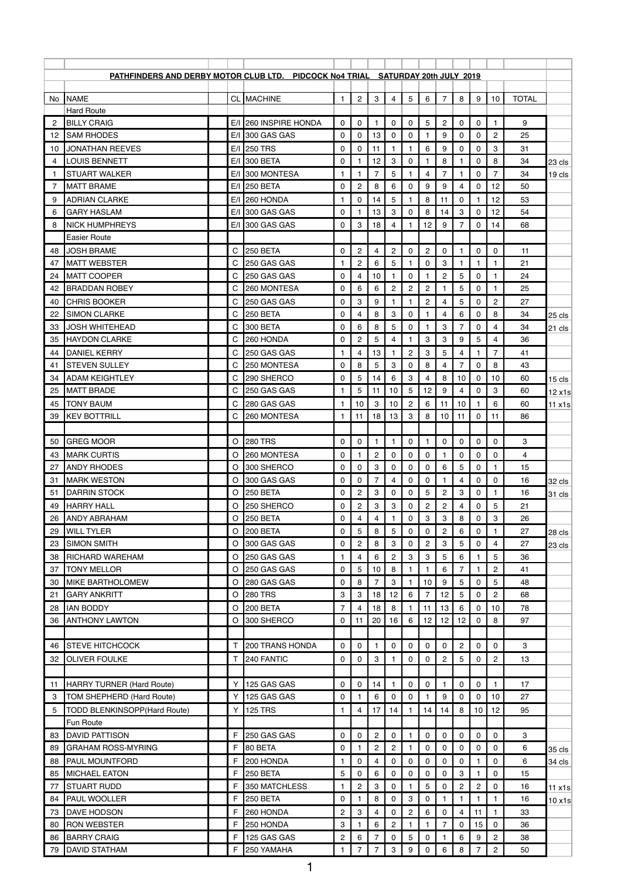**PATHFINDERS AND DERBY MOTOR CLUB LTD. PIDCOCK No4 TRIAL SATURDAY 20th JULY 2019**

| No | NAME | CL | MACHINE | 1 | 2 | 3 | 4 | 5 | 6 | 7 | 8 | 9 | 10 | TOTAL | |
|---|---|---|---|---|---|---|---|---|---|---|---|---|---|---|---|
| | Hard Route | | | | | | | | | | | | | | |
| 2 | BILLY CRAIG | E/I | 260 INSPIRE HONDA | 0 | 0 | 1 | 0 | 0 | 5 | 2 | 0 | 0 | 1 | 9 | |
| 12 | SAM RHODES | E/I | 300 GAS GAS | 0 | 0 | 13 | 0 | 0 | 1 | 9 | 0 | 0 | 2 | 25 | |
| 10 | JONATHAN REEVES | E/I | 250 TRS | 0 | 0 | 11 | 1 | 1 | 6 | 9 | 0 | 0 | 3 | 31 | |
| 4 | LOUIS BENNETT | E/I | 300 BETA | 0 | 1 | 12 | 3 | 0 | 1 | 8 | 1 | 0 | 8 | 34 | 23 cls |
| 1 | STUART WALKER | E/I | 300 MONTESA | 1 | 1 | 7 | 5 | 1 | 4 | 7 | 1 | 0 | 7 | 34 | 19 cls |
| 7 | MATT BRAME | E/I | 250 BETA | 0 | 2 | 8 | 6 | 0 | 9 | 9 | 4 | 0 | 12 | 50 | |
| 9 | ADRIAN CLARKE | E/I | 260 HONDA | 1 | 0 | 14 | 5 | 1 | 8 | 11 | 0 | 1 | 12 | 53 | |
| 6 | GARY HASLAM | E/I | 300 GAS GAS | 0 | 1 | 13 | 3 | 0 | 8 | 14 | 3 | 0 | 12 | 54 | |
| 8 | NICK HUMPHREYS | E/I | 300 GAS GAS | 0 | 3 | 18 | 4 | 1 | 12 | 9 | 7 | 0 | 14 | 68 | |
| | Easier Route | | | | | | | | | | | | | | |
| 48 | JOSH BRAME | C | 250 BETA | 0 | 2 | 4 | 2 | 0 | 2 | 0 | 1 | 0 | 0 | 11 | |
| 47 | MATT WEBSTER | C | 250 GAS GAS | 1 | 2 | 6 | 5 | 1 | 0 | 3 | 1 | 1 | 1 | 21 | |
| 24 | MATT COOPER | C | 250 GAS GAS | 0 | 4 | 10 | 1 | 0 | 1 | 2 | 5 | 0 | 1 | 24 | |
| 42 | BRADDAN ROBEY | C | 260 MONTESA | 0 | 6 | 6 | 2 | 2 | 2 | 1 | 5 | 0 | 1 | 25 | |
| 40 | CHRIS BOOKER | C | 250 GAS GAS | 0 | 3 | 9 | 1 | 1 | 2 | 4 | 5 | 0 | 2 | 27 | |
| 22 | SIMON CLARKE | C | 250 BETA | 0 | 4 | 8 | 3 | 0 | 1 | 4 | 6 | 0 | 8 | 34 | 25 cls |
| 33 | JOSH WHITEHEAD | C | 300 BETA | 0 | 6 | 8 | 5 | 0 | 1 | 3 | 7 | 0 | 4 | 34 | 21 cls |
| 35 | HAYDON CLARKE | C | 260 HONDA | 0 | 2 | 5 | 4 | 1 | 3 | 3 | 9 | 5 | 4 | 36 | |
| 44 | DANIEL KERRY | C | 250 GAS GAS | 1 | 4 | 13 | 1 | 2 | 3 | 5 | 4 | 1 | 7 | 41 | |
| 41 | STEVEN SULLEY | C | 250 MONTESA | 0 | 8 | 5 | 3 | 0 | 8 | 4 | 7 | 0 | 8 | 43 | |
| 34 | ADAM KEIGHTLEY | C | 290 SHERCO | 0 | 5 | 14 | 6 | 3 | 4 | 8 | 10 | 0 | 10 | 60 | 15 cls |
| 25 | MATT BRADE | C | 250 GAS GAS | 1 | 5 | 11 | 10 | 5 | 12 | 9 | 4 | 0 | 3 | 60 | 12 x1s |
| 45 | TONY BAUM | C | 280 GAS GAS | 1 | 10 | 3 | 10 | 2 | 6 | 11 | 10 | 1 | 6 | 60 | 11 x1s |
| 39 | KEV BOTTRILL | C | 260 MONTESA | 1 | 11 | 18 | 13 | 3 | 8 | 10 | 11 | 0 | 11 | 86 | |
| | | | | | | | | | | | | | | | |
| 50 | GREG MOOR | O | 280 TRS | 0 | 0 | 1 | 1 | 0 | 1 | 0 | 0 | 0 | 0 | 3 | |
| 43 | MARK CURTIS | O | 260 MONTESA | 0 | 1 | 2 | 0 | 0 | 0 | 1 | 0 | 0 | 0 | 4 | |
| 27 | ANDY RHODES | O | 300 SHERCO | 0 | 0 | 3 | 0 | 0 | 0 | 6 | 5 | 0 | 1 | 15 | |
| 31 | MARK WESTON | O | 300 GAS GAS | 0 | 0 | 7 | 4 | 0 | 0 | 1 | 4 | 0 | 0 | 16 | 32 cls |
| 51 | DARRIN STOCK | O | 250 BETA | 0 | 2 | 3 | 0 | 0 | 5 | 2 | 3 | 0 | 1 | 16 | 31 cls |
| 49 | HARRY HALL | O | 250 SHERCO | 0 | 2 | 3 | 3 | 0 | 2 | 2 | 4 | 0 | 5 | 21 | |
| 26 | ANDY ABRAHAM | O | 250 BETA | 0 | 4 | 4 | 1 | 0 | 3 | 3 | 8 | 0 | 3 | 26 | |
| 29 | WILL TYLER | O | 200 BETA | 0 | 5 | 8 | 5 | 0 | 0 | 2 | 6 | 0 | 1 | 27 | 28 cls |
| 23 | SIMON SMITH | O | 300 GAS GAS | 0 | 2 | 8 | 3 | 0 | 2 | 3 | 5 | 0 | 4 | 27 | 23 cls |
| 38 | RICHARD WAREHAM | O | 250 GAS GAS | 1 | 4 | 6 | 2 | 3 | 3 | 5 | 6 | 1 | 5 | 36 | |
| 37 | TONY MELLOR | O | 250 GAS GAS | 0 | 5 | 10 | 8 | 1 | 1 | 6 | 7 | 1 | 2 | 41 | |
| 30 | MIKE BARTHOLOMEW | O | 280 GAS GAS | 0 | 8 | 7 | 3 | 1 | 10 | 9 | 5 | 0 | 5 | 48 | |
| 21 | GARY ANKRITT | O | 280 TRS | 3 | 3 | 18 | 12 | 6 | 7 | 12 | 5 | 0 | 2 | 68 | |
| 28 | IAN BODDY | O | 200 BETA | 7 | 4 | 18 | 8 | 1 | 11 | 13 | 6 | 0 | 10 | 78 | |
| 36 | ANTHONY LAWTON | O | 300 SHERCO | 0 | 11 | 20 | 16 | 6 | 12 | 12 | 12 | 0 | 8 | 97 | |
| | | | | | | | | | | | | | | | |
| 46 | STEVE HITCHCOCK | T | 200 TRANS HONDA | 0 | 0 | 1 | 0 | 0 | 0 | 0 | 2 | 0 | 0 | 3 | |
| 32 | OLIVER FOULKE | T | 240 FANTIC | 0 | 0 | 3 | 1 | 0 | 0 | 2 | 5 | 0 | 2 | 13 | |
| | | | | | | | | | | | | | | | |
| 11 | HARRY TURNER (Hard Route) | Y | 125 GAS GAS | 0 | 0 | 14 | 1 | 0 | 0 | 1 | 0 | 0 | 1 | 17 | |
| 3 | TOM SHEPHERD (Hard Route) | Y | 125 GAS GAS | 0 | 1 | 6 | 0 | 0 | 1 | 9 | 0 | 0 | 10 | 27 | |
| 5 | TODD BLENKINSOPP(Hard Route) | Y | 125 TRS | 1 | 4 | 17 | 14 | 1 | 14 | 14 | 8 | 10 | 12 | 95 | |
| | Fun Route | | | | | | | | | | | | | | |
| 83 | DAVID PATTISON | F | 250 GAS GAS | 0 | 0 | 2 | 0 | 1 | 0 | 0 | 0 | 0 | 0 | 3 | |
| 89 | GRAHAM ROSS-MYRING | F | 80 BETA | 0 | 1 | 2 | 2 | 1 | 0 | 0 | 0 | 0 | 0 | 6 | 35 cls |
| 88 | PAUL MOUNTFORD | F | 200 HONDA | 1 | 0 | 4 | 0 | 0 | 0 | 0 | 0 | 1 | 0 | 6 | 34 cls |
| 85 | MICHAEL EATON | F | 250 BETA | 5 | 0 | 6 | 0 | 0 | 0 | 0 | 3 | 1 | 0 | 15 | |
| 77 | STUART RUDD | F | 350 MATCHLESS | 1 | 2 | 3 | 0 | 1 | 5 | 0 | 2 | 2 | 0 | 16 | 11 x1s |
| 84 | PAUL WOOLLER | F | 250 BETA | 0 | 1 | 8 | 0 | 3 | 0 | 1 | 1 | 1 | 1 | 16 | 10 x1s |
| 73 | DAVE HODSON | F | 260 HONDA | 2 | 3 | 4 | 0 | 2 | 6 | 0 | 4 | 11 | 1 | 33 | |
| 80 | RON WEBSTER | F | 250 HONDA | 3 | 1 | 6 | 2 | 1 | 1 | 7 | 0 | 15 | 0 | 36 | |
| 86 | BARRY CRAIG | F | 125 GAS GAS | 2 | 6 | 7 | 0 | 5 | 0 | 1 | 6 | 9 | 2 | 38 | |
| 79 | DAVID STATHAM | F | 250 YAMAHA | 1 | 7 | 7 | 3 | 9 | 0 | 6 | 8 | 7 | 2 | 50 | |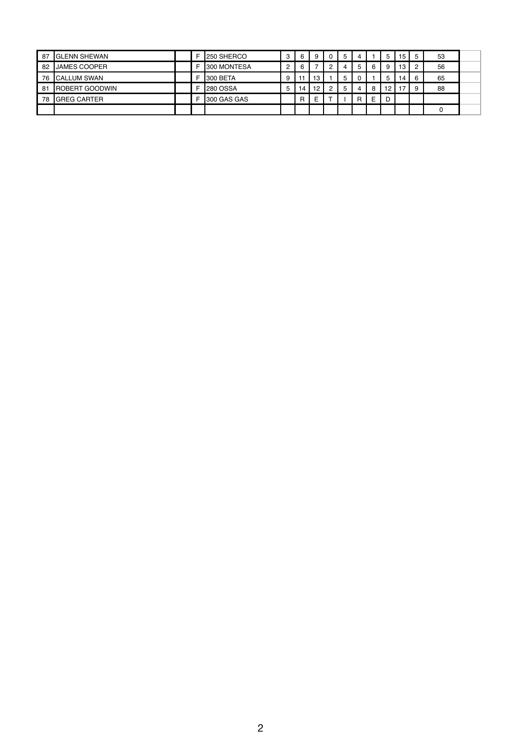| | | | | | | | | | | | | | | | | | | |
|---|---|---|---|---|---|---|---|---|---|---|---|---|---|---|---|---|---|---|
| 87 | GLENN SHEWAN | | F | 250 SHERCO | 3 | 6 | 9 | 0 | 5 | 4 | 1 | 5 | 15 | 5 | 53 | |
| 82 | JAMES COOPER | | F | 300 MONTESA | 2 | 6 | 7 | 2 | 4 | 5 | 6 | 9 | 13 | 2 | 56 | |
| 76 | CALLUM SWAN | | F | 300 BETA | 9 | 11 | 13 | 1 | 5 | 0 | 1 | 5 | 14 | 6 | 65 | |
| 81 | ROBERT GOODWIN | | F | 280 OSSA | 5 | 14 | 12 | 2 | 5 | 4 | 8 | 12 | 17 | 9 | 88 | |
| 78 | GREG CARTER | | F | 300 GAS GAS | | R | E | T | I | R | E | D | | | | |
| | | | | | | | | | | | | | | | 0 | |